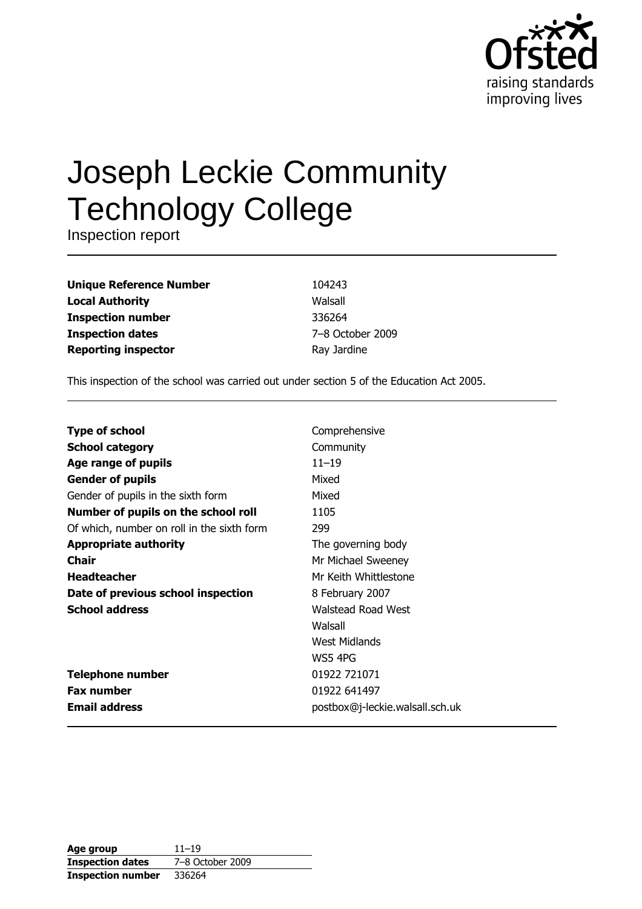Ofsted
raising standards
improving lives

# Joseph Leckie Community Technology College

Inspection report

| | |
|---|---|
| **Unique Reference Number** | 104243 |
| **Local Authority** | Walsall |
| **Inspection number** | 336264 |
| **Inspection dates** | 7–8 October 2009 |
| **Reporting inspector** | Ray Jardine |

This inspection of the school was carried out under section 5 of the Education Act 2005.

| | |
|---|---|
| **Type of school** | Comprehensive |
| **School category** | Community |
| **Age range of pupils** | 11–19 |
| **Gender of pupils** | Mixed |
| Gender of pupils in the sixth form | Mixed |
| **Number of pupils on the school roll** | 1105 |
| Of which, number on roll in the sixth form | 299 |
| **Appropriate authority** | The governing body |
| **Chair** | Mr Michael Sweeney |
| **Headteacher** | Mr Keith Whittlestone |
| **Date of previous school inspection** | 8 February 2007 |
| **School address** | Walstead Road West<br>Walsall<br>West Midlands<br>WS5 4PG |
| **Telephone number** | 01922 721071 |
| **Fax number** | 01922 641497 |
| **Email address** | postbox@j-leckie.walsall.sch.uk |

| | |
|---|---|
| **Age group** | 11–19 |
| **Inspection dates** | 7–8 October 2009 |
| **Inspection number** | 336264 |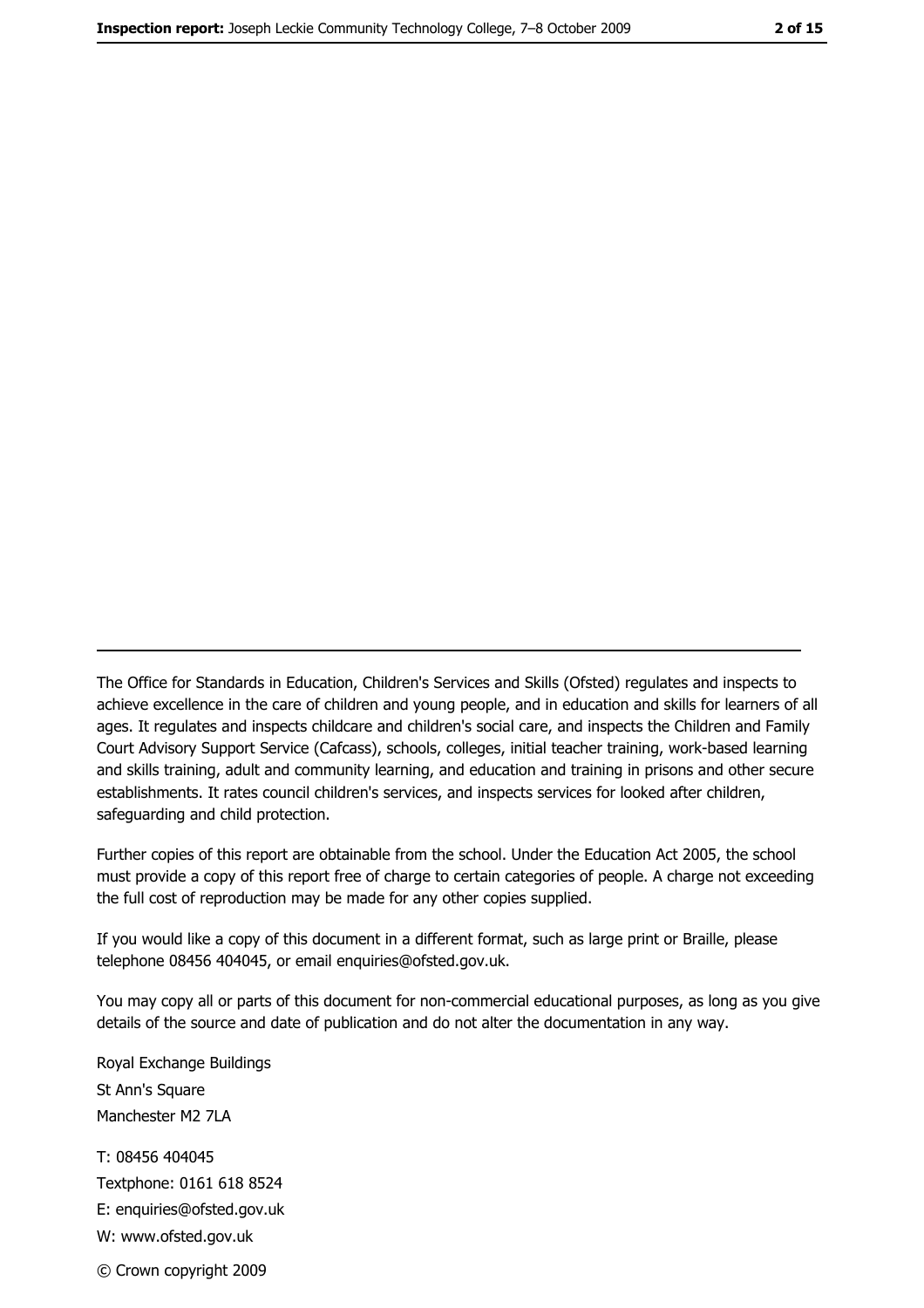The Office for Standards in Education, Children's Services and Skills (Ofsted) regulates and inspects to achieve excellence in the care of children and young people, and in education and skills for learners of all ages. It regulates and inspects childcare and children's social care, and inspects the Children and Family Court Advisory Support Service (Cafcass), schools, colleges, initial teacher training, work-based learning and skills training, adult and community learning, and education and training in prisons and other secure establishments. It rates council children's services, and inspects services for looked after children, safeguarding and child protection.

Further copies of this report are obtainable from the school. Under the Education Act 2005, the school must provide a copy of this report free of charge to certain categories of people. A charge not exceeding the full cost of reproduction may be made for any other copies supplied.

If you would like a copy of this document in a different format, such as large print or Braille, please telephone 08456 404045, or email enquiries@ofsted.gov.uk.

You may copy all or parts of this document for non-commercial educational purposes, as long as you give details of the source and date of publication and do not alter the documentation in any way.

Royal Exchange Buildings
St Ann's Square
Manchester M2 7LA

T: 08456 404045
Textphone: 0161 618 8524
E: enquiries@ofsted.gov.uk
W: www.ofsted.gov.uk

© Crown copyright 2009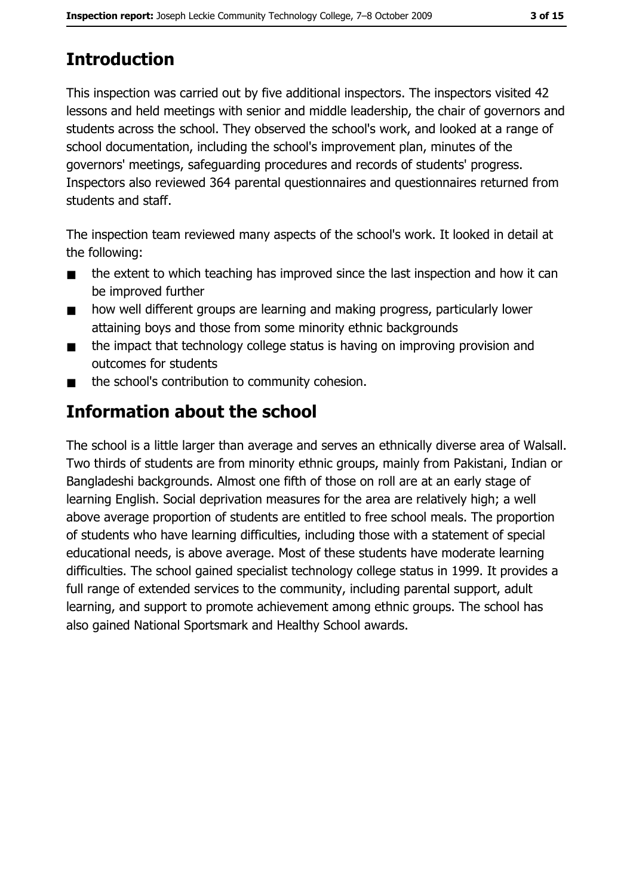## Introduction

This inspection was carried out by five additional inspectors. The inspectors visited 42 lessons and held meetings with senior and middle leadership, the chair of governors and students across the school. They observed the school's work, and looked at a range of school documentation, including the school's improvement plan, minutes of the governors' meetings, safeguarding procedures and records of students' progress. Inspectors also reviewed 364 parental questionnaires and questionnaires returned from students and staff.

The inspection team reviewed many aspects of the school's work. It looked in detail at the following:

- the extent to which teaching has improved since the last inspection and how it can be improved further
- how well different groups are learning and making progress, particularly lower attaining boys and those from some minority ethnic backgrounds
- the impact that technology college status is having on improving provision and outcomes for students
- the school's contribution to community cohesion.

## Information about the school

The school is a little larger than average and serves an ethnically diverse area of Walsall. Two thirds of students are from minority ethnic groups, mainly from Pakistani, Indian or Bangladeshi backgrounds. Almost one fifth of those on roll are at an early stage of learning English. Social deprivation measures for the area are relatively high; a well above average proportion of students are entitled to free school meals. The proportion of students who have learning difficulties, including those with a statement of special educational needs, is above average. Most of these students have moderate learning difficulties. The school gained specialist technology college status in 1999. It provides a full range of extended services to the community, including parental support, adult learning, and support to promote achievement among ethnic groups. The school has also gained National Sportsmark and Healthy School awards.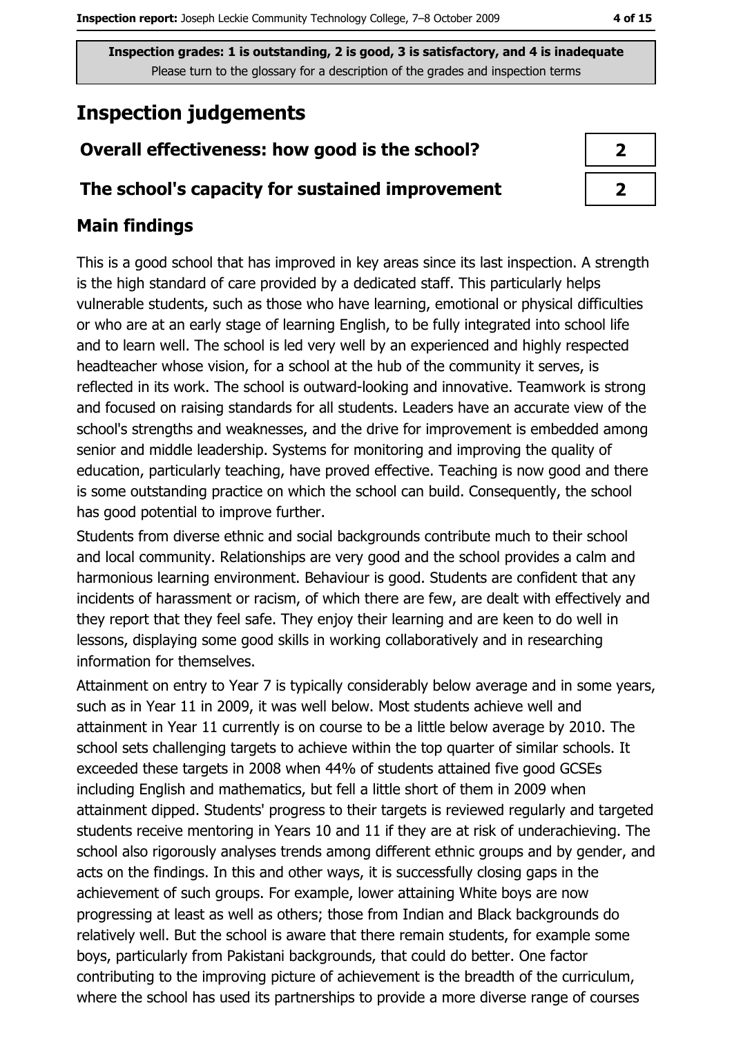Inspection grades: 1 is outstanding, 2 is good, 3 is satisfactory, and 4 is inadequate
Please turn to the glossary for a description of the grades and inspection terms

# Inspection judgements

| Overall effectiveness: how good is the school? | 2 |
|---|---|
| The school's capacity for sustained improvement | 2 |

## Main findings

This is a good school that has improved in key areas since its last inspection. A strength is the high standard of care provided by a dedicated staff. This particularly helps vulnerable students, such as those who have learning, emotional or physical difficulties or who are at an early stage of learning English, to be fully integrated into school life and to learn well. The school is led very well by an experienced and highly respected headteacher whose vision, for a school at the hub of the community it serves, is reflected in its work. The school is outward-looking and innovative. Teamwork is strong and focused on raising standards for all students. Leaders have an accurate view of the school's strengths and weaknesses, and the drive for improvement is embedded among senior and middle leadership. Systems for monitoring and improving the quality of education, particularly teaching, have proved effective. Teaching is now good and there is some outstanding practice on which the school can build. Consequently, the school has good potential to improve further.

Students from diverse ethnic and social backgrounds contribute much to their school and local community. Relationships are very good and the school provides a calm and harmonious learning environment. Behaviour is good. Students are confident that any incidents of harassment or racism, of which there are few, are dealt with effectively and they report that they feel safe. They enjoy their learning and are keen to do well in lessons, displaying some good skills in working collaboratively and in researching information for themselves.

Attainment on entry to Year 7 is typically considerably below average and in some years, such as in Year 11 in 2009, it was well below. Most students achieve well and attainment in Year 11 currently is on course to be a little below average by 2010. The school sets challenging targets to achieve within the top quarter of similar schools. It exceeded these targets in 2008 when 44% of students attained five good GCSEs including English and mathematics, but fell a little short of them in 2009 when attainment dipped. Students' progress to their targets is reviewed regularly and targeted students receive mentoring in Years 10 and 11 if they are at risk of underachieving. The school also rigorously analyses trends among different ethnic groups and by gender, and acts on the findings. In this and other ways, it is successfully closing gaps in the achievement of such groups. For example, lower attaining White boys are now progressing at least as well as others; those from Indian and Black backgrounds do relatively well. But the school is aware that there remain students, for example some boys, particularly from Pakistani backgrounds, that could do better. One factor contributing to the improving picture of achievement is the breadth of the curriculum, where the school has used its partnerships to provide a more diverse range of courses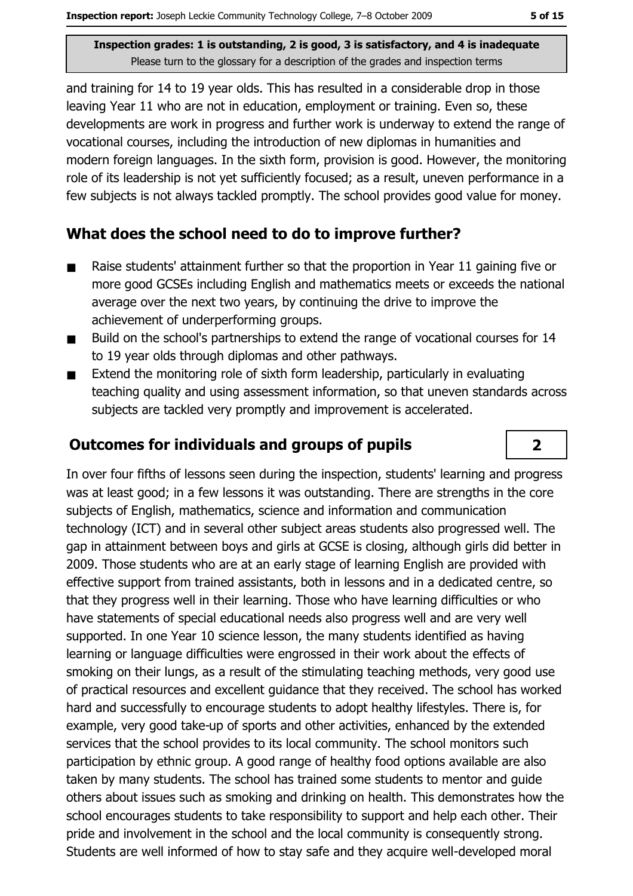and training for 14 to 19 year olds. This has resulted in a considerable drop in those leaving Year 11 who are not in education, employment or training. Even so, these developments are work in progress and further work is underway to extend the range of vocational courses, including the introduction of new diplomas in humanities and modern foreign languages. In the sixth form, provision is good. However, the monitoring role of its leadership is not yet sufficiently focused; as a result, uneven performance in a few subjects is not always tackled promptly. The school provides good value for money.

## What does the school need to do to improve further?

- Raise students' attainment further so that the proportion in Year 11 gaining five or more good GCSEs including English and mathematics meets or exceeds the national average over the next two years, by continuing the drive to improve the achievement of underperforming groups.
- Build on the school's partnerships to extend the range of vocational courses for 14 to 19 year olds through diplomas and other pathways.
- Extend the monitoring role of sixth form leadership, particularly in evaluating teaching quality and using assessment information, so that uneven standards across subjects are tackled very promptly and improvement is accelerated.

## Outcomes for individuals and groups of pupils — 2

In over four fifths of lessons seen during the inspection, students' learning and progress was at least good; in a few lessons it was outstanding. There are strengths in the core subjects of English, mathematics, science and information and communication technology (ICT) and in several other subject areas students also progressed well. The gap in attainment between boys and girls at GCSE is closing, although girls did better in 2009. Those students who are at an early stage of learning English are provided with effective support from trained assistants, both in lessons and in a dedicated centre, so that they progress well in their learning. Those who have learning difficulties or who have statements of special educational needs also progress well and are very well supported. In one Year 10 science lesson, the many students identified as having learning or language difficulties were engrossed in their work about the effects of smoking on their lungs, as a result of the stimulating teaching methods, very good use of practical resources and excellent guidance that they received. The school has worked hard and successfully to encourage students to adopt healthy lifestyles. There is, for example, very good take-up of sports and other activities, enhanced by the extended services that the school provides to its local community. The school monitors such participation by ethnic group. A good range of healthy food options available are also taken by many students. The school has trained some students to mentor and guide others about issues such as smoking and drinking on health. This demonstrates how the school encourages students to take responsibility to support and help each other. Their pride and involvement in the school and the local community is consequently strong. Students are well informed of how to stay safe and they acquire well-developed moral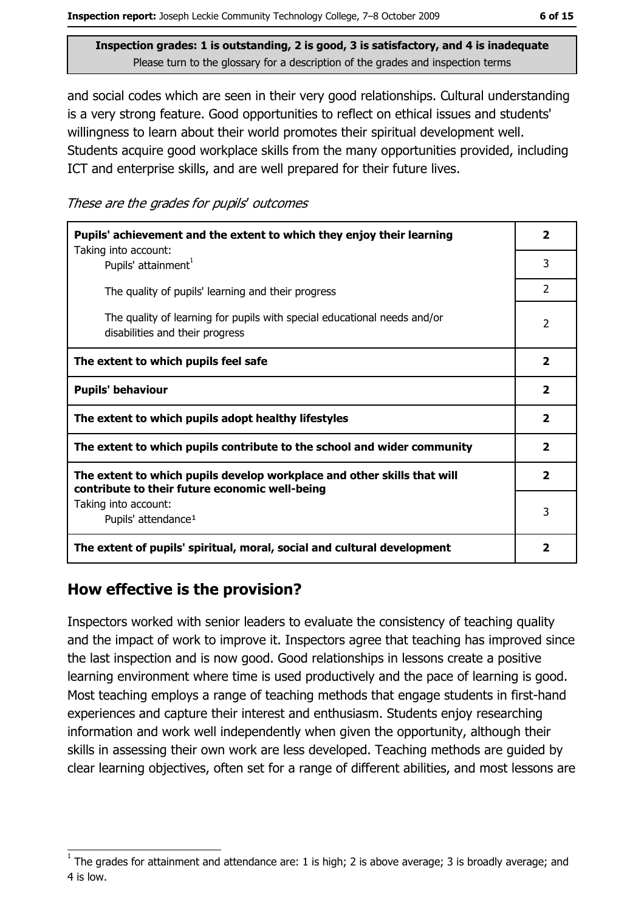**Inspection grades: 1 is outstanding, 2 is good, 3 is satisfactory, and 4 is inadequate**
Please turn to the glossary for a description of the grades and inspection terms

and social codes which are seen in their very good relationships. Cultural understanding is a very strong feature. Good opportunities to reflect on ethical issues and students' willingness to learn about their world promotes their spiritual development well. Students acquire good workplace skills from the many opportunities provided, including ICT and enterprise skills, and are well prepared for their future lives.

*These are the grades for pupils' outcomes*

| | |
|---|---|
| **Pupils' achievement and the extent to which they enjoy their learning** | **2** |
| Taking into account: Pupils' attainment[1] | 3 |
| The quality of pupils' learning and their progress | 2 |
| The quality of learning for pupils with special educational needs and/or disabilities and their progress | 2 |
| **The extent to which pupils feel safe** | **2** |
| **Pupils' behaviour** | **2** |
| **The extent to which pupils adopt healthy lifestyles** | **2** |
| **The extent to which pupils contribute to the school and wider community** | **2** |
| **The extent to which pupils develop workplace and other skills that will contribute to their future economic well-being** | **2** |
| Taking into account: Pupils' attendance[1] | 3 |
| **The extent of pupils' spiritual, moral, social and cultural development** | **2** |

## How effective is the provision?

Inspectors worked with senior leaders to evaluate the consistency of teaching quality and the impact of work to improve it. Inspectors agree that teaching has improved since the last inspection and is now good. Good relationships in lessons create a positive learning environment where time is used productively and the pace of learning is good. Most teaching employs a range of teaching methods that engage students in first-hand experiences and capture their interest and enthusiasm. Students enjoy researching information and work well independently when given the opportunity, although their skills in assessing their own work are less developed. Teaching methods are guided by clear learning objectives, often set for a range of different abilities, and most lessons are

[1] The grades for attainment and attendance are: 1 is high; 2 is above average; 3 is broadly average; and 4 is low.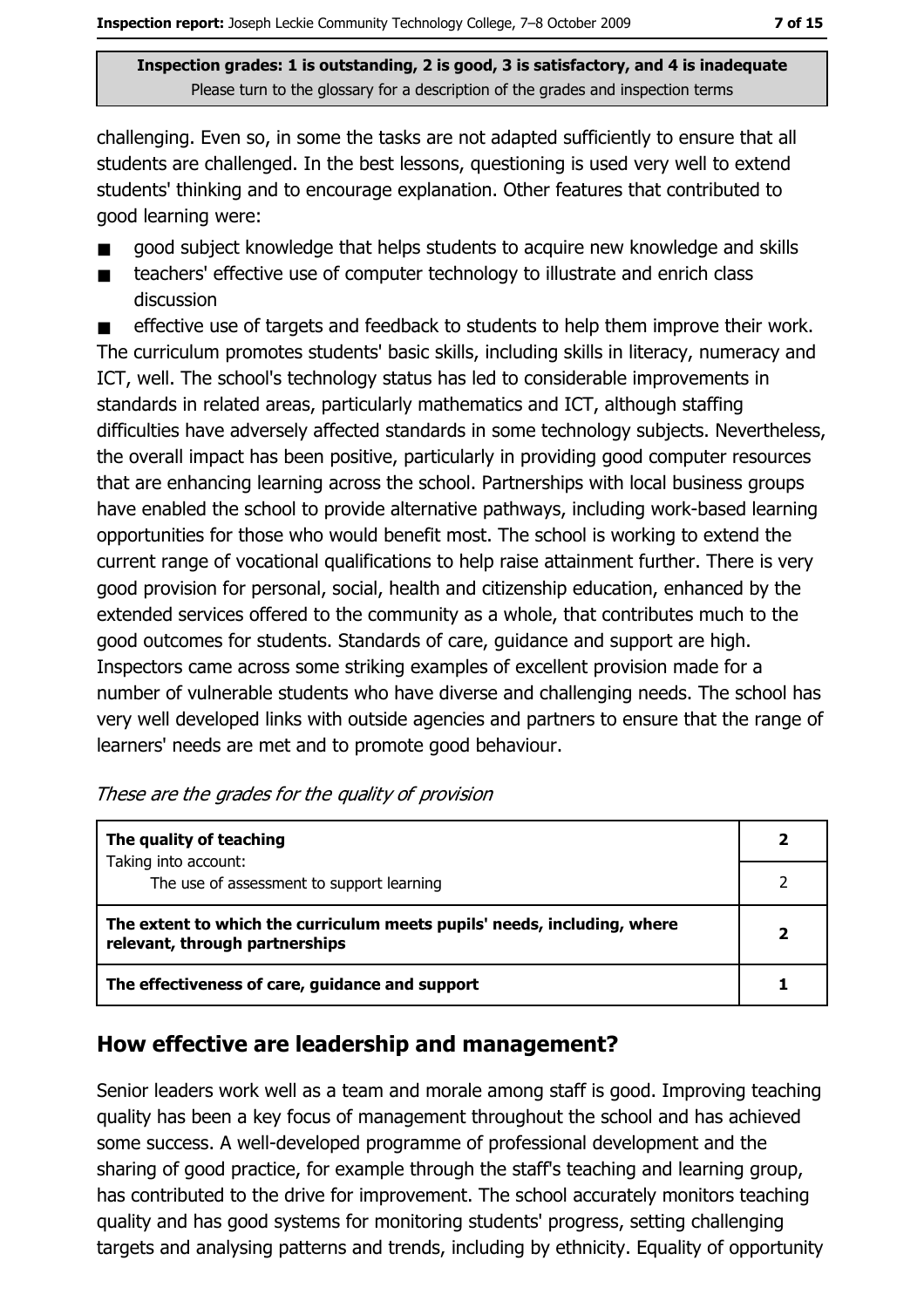**Inspection grades: 1 is outstanding, 2 is good, 3 is satisfactory, and 4 is inadequate**
Please turn to the glossary for a description of the grades and inspection terms

challenging. Even so, in some the tasks are not adapted sufficiently to ensure that all students are challenged. In the best lessons, questioning is used very well to extend students' thinking and to encourage explanation. Other features that contributed to good learning were:

- good subject knowledge that helps students to acquire new knowledge and skills
- teachers' effective use of computer technology to illustrate and enrich class discussion
- effective use of targets and feedback to students to help them improve their work.

The curriculum promotes students' basic skills, including skills in literacy, numeracy and ICT, well. The school's technology status has led to considerable improvements in standards in related areas, particularly mathematics and ICT, although staffing difficulties have adversely affected standards in some technology subjects. Nevertheless, the overall impact has been positive, particularly in providing good computer resources that are enhancing learning across the school. Partnerships with local business groups have enabled the school to provide alternative pathways, including work-based learning opportunities for those who would benefit most. The school is working to extend the current range of vocational qualifications to help raise attainment further. There is very good provision for personal, social, health and citizenship education, enhanced by the extended services offered to the community as a whole, that contributes much to the good outcomes for students. Standards of care, guidance and support are high. Inspectors came across some striking examples of excellent provision made for a number of vulnerable students who have diverse and challenging needs. The school has very well developed links with outside agencies and partners to ensure that the range of learners' needs are met and to promote good behaviour.

*These are the grades for the quality of provision*

| | |
|---|---|
| **The quality of teaching** | **2** |
| Taking into account: The use of assessment to support learning | 2 |
| **The extent to which the curriculum meets pupils' needs, including, where relevant, through partnerships** | **2** |
| **The effectiveness of care, guidance and support** | **1** |

## How effective are leadership and management?

Senior leaders work well as a team and morale among staff is good. Improving teaching quality has been a key focus of management throughout the school and has achieved some success. A well-developed programme of professional development and the sharing of good practice, for example through the staff's teaching and learning group, has contributed to the drive for improvement. The school accurately monitors teaching quality and has good systems for monitoring students' progress, setting challenging targets and analysing patterns and trends, including by ethnicity. Equality of opportunity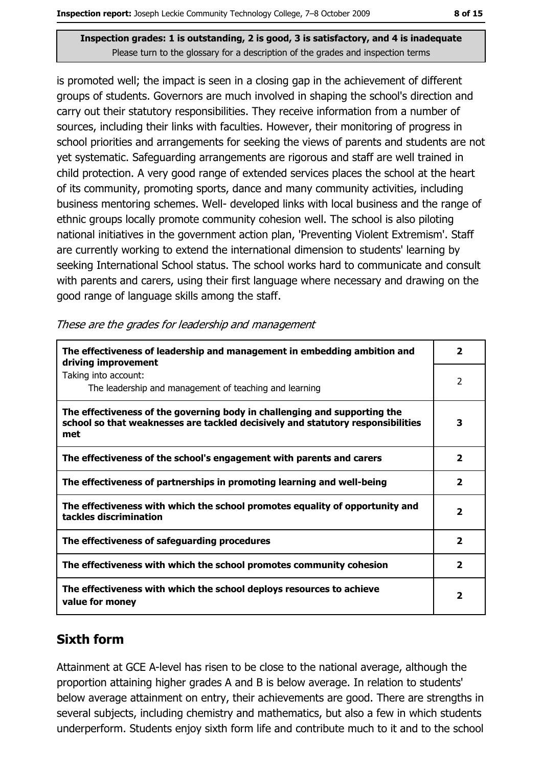Inspection grades: 1 is outstanding, 2 is good, 3 is satisfactory, and 4 is inadequate
Please turn to the glossary for a description of the grades and inspection terms

is promoted well; the impact is seen in a closing gap in the achievement of different groups of students. Governors are much involved in shaping the school's direction and carry out their statutory responsibilities. They receive information from a number of sources, including their links with faculties. However, their monitoring of progress in school priorities and arrangements for seeking the views of parents and students are not yet systematic. Safeguarding arrangements are rigorous and staff are well trained in child protection. A very good range of extended services places the school at the heart of its community, promoting sports, dance and many community activities, including business mentoring schemes. Well- developed links with local business and the range of ethnic groups locally promote community cohesion well. The school is also piloting national initiatives in the government action plan, 'Preventing Violent Extremism'. Staff are currently working to extend the international dimension to students' learning by seeking International School status. The school works hard to communicate and consult with parents and carers, using their first language where necessary and drawing on the good range of language skills among the staff.

*These are the grades for leadership and management*

| | |
|---|---|
| **The effectiveness of leadership and management in embedding ambition and driving improvement** | **2** |
| Taking into account: The leadership and management of teaching and learning | 2 |
| **The effectiveness of the governing body in challenging and supporting the school so that weaknesses are tackled decisively and statutory responsibilities met** | **3** |
| **The effectiveness of the school's engagement with parents and carers** | **2** |
| **The effectiveness of partnerships in promoting learning and well-being** | **2** |
| **The effectiveness with which the school promotes equality of opportunity and tackles discrimination** | **2** |
| **The effectiveness of safeguarding procedures** | **2** |
| **The effectiveness with which the school promotes community cohesion** | **2** |
| **The effectiveness with which the school deploys resources to achieve value for money** | **2** |

## Sixth form

Attainment at GCE A-level has risen to be close to the national average, although the proportion attaining higher grades A and B is below average. In relation to students' below average attainment on entry, their achievements are good. There are strengths in several subjects, including chemistry and mathematics, but also a few in which students underperform. Students enjoy sixth form life and contribute much to it and to the school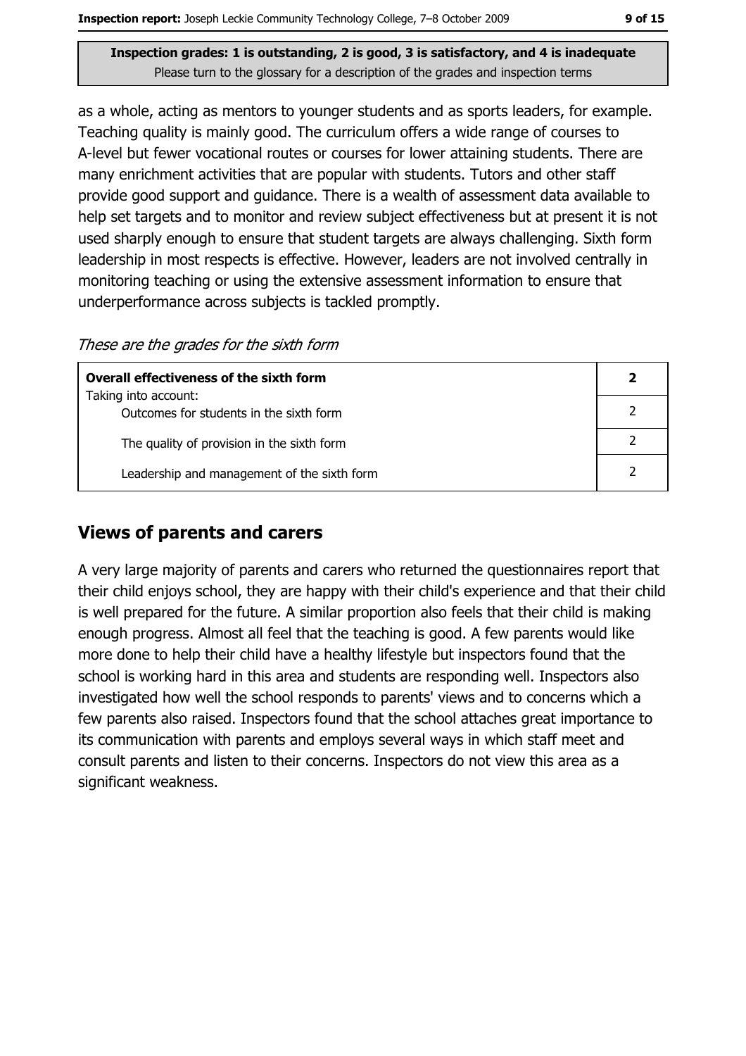Inspection grades: 1 is outstanding, 2 is good, 3 is satisfactory, and 4 is inadequate
Please turn to the glossary for a description of the grades and inspection terms

as a whole, acting as mentors to younger students and as sports leaders, for example. Teaching quality is mainly good. The curriculum offers a wide range of courses to A-level but fewer vocational routes or courses for lower attaining students. There are many enrichment activities that are popular with students. Tutors and other staff provide good support and guidance. There is a wealth of assessment data available to help set targets and to monitor and review subject effectiveness but at present it is not used sharply enough to ensure that student targets are always challenging. Sixth form leadership in most respects is effective. However, leaders are not involved centrally in monitoring teaching or using the extensive assessment information to ensure that underperformance across subjects is tackled promptly.

*These are the grades for the sixth form*

| **Overall effectiveness of the sixth form** | **2** |
|---|---|
| Taking into account:<br>Outcomes for students in the sixth form | 2 |
| The quality of provision in the sixth form | 2 |
| Leadership and management of the sixth form | 2 |

## Views of parents and carers

A very large majority of parents and carers who returned the questionnaires report that their child enjoys school, they are happy with their child's experience and that their child is well prepared for the future. A similar proportion also feels that their child is making enough progress. Almost all feel that the teaching is good. A few parents would like more done to help their child have a healthy lifestyle but inspectors found that the school is working hard in this area and students are responding well. Inspectors also investigated how well the school responds to parents' views and to concerns which a few parents also raised. Inspectors found that the school attaches great importance to its communication with parents and employs several ways in which staff meet and consult parents and listen to their concerns. Inspectors do not view this area as a significant weakness.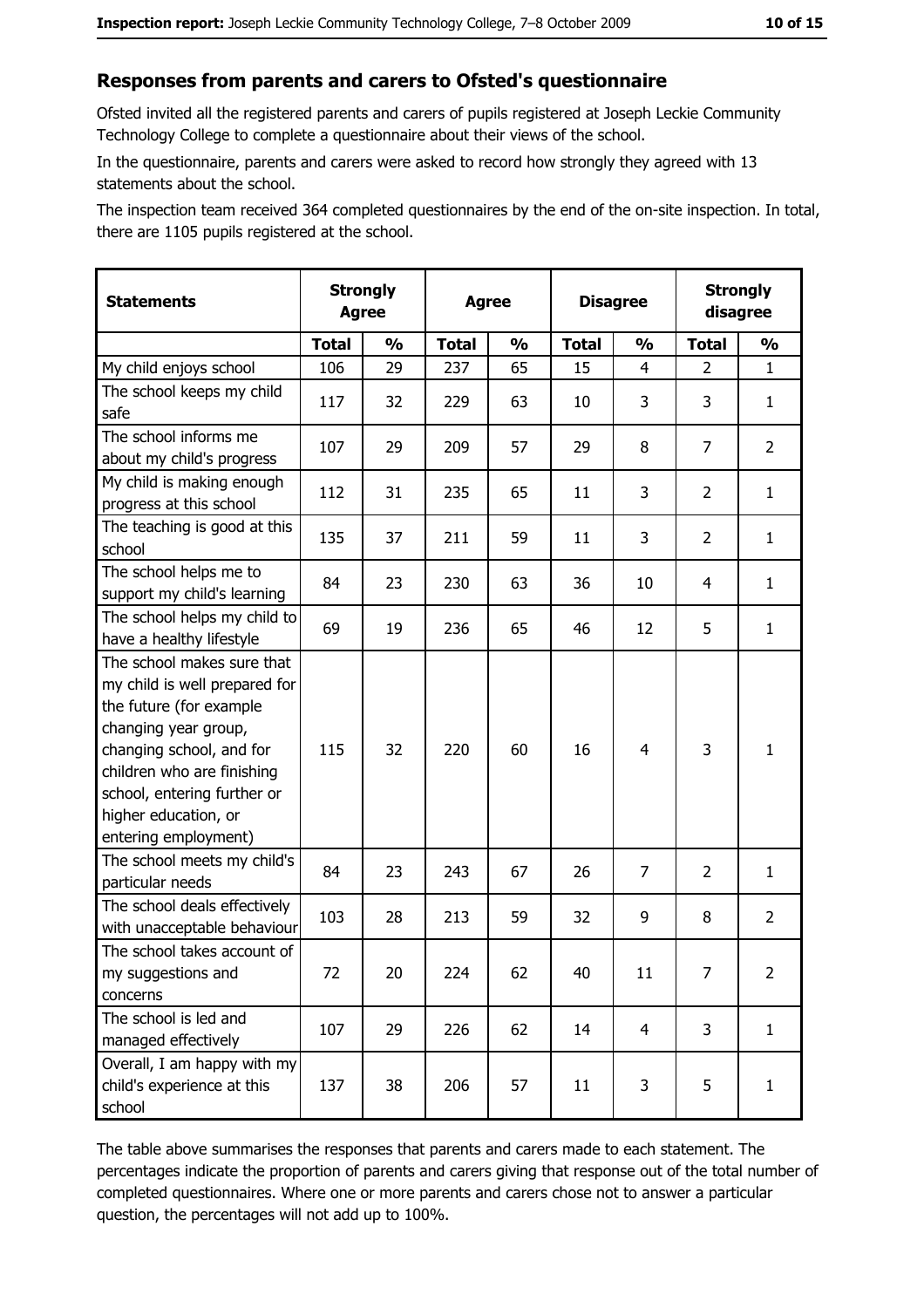## Responses from parents and carers to Ofsted's questionnaire

Ofsted invited all the registered parents and carers of pupils registered at Joseph Leckie Community Technology College to complete a questionnaire about their views of the school.

In the questionnaire, parents and carers were asked to record how strongly they agreed with 13 statements about the school.

The inspection team received 364 completed questionnaires by the end of the on-site inspection. In total, there are 1105 pupils registered at the school.

| Statements | Strongly Agree | | Agree | | Disagree | | Strongly disagree | |
|---|---|---|---|---|---|---|---|---|
| | Total | % | Total | % | Total | % | Total | % |
| My child enjoys school | 106 | 29 | 237 | 65 | 15 | 4 | 2 | 1 |
| The school keeps my child safe | 117 | 32 | 229 | 63 | 10 | 3 | 3 | 1 |
| The school informs me about my child's progress | 107 | 29 | 209 | 57 | 29 | 8 | 7 | 2 |
| My child is making enough progress at this school | 112 | 31 | 235 | 65 | 11 | 3 | 2 | 1 |
| The teaching is good at this school | 135 | 37 | 211 | 59 | 11 | 3 | 2 | 1 |
| The school helps me to support my child's learning | 84 | 23 | 230 | 63 | 36 | 10 | 4 | 1 |
| The school helps my child to have a healthy lifestyle | 69 | 19 | 236 | 65 | 46 | 12 | 5 | 1 |
| The school makes sure that my child is well prepared for the future (for example changing year group, changing school, and for children who are finishing school, entering further or higher education, or entering employment) | 115 | 32 | 220 | 60 | 16 | 4 | 3 | 1 |
| The school meets my child's particular needs | 84 | 23 | 243 | 67 | 26 | 7 | 2 | 1 |
| The school deals effectively with unacceptable behaviour | 103 | 28 | 213 | 59 | 32 | 9 | 8 | 2 |
| The school takes account of my suggestions and concerns | 72 | 20 | 224 | 62 | 40 | 11 | 7 | 2 |
| The school is led and managed effectively | 107 | 29 | 226 | 62 | 14 | 4 | 3 | 1 |
| Overall, I am happy with my child's experience at this school | 137 | 38 | 206 | 57 | 11 | 3 | 5 | 1 |

The table above summarises the responses that parents and carers made to each statement. The percentages indicate the proportion of parents and carers giving that response out of the total number of completed questionnaires. Where one or more parents and carers chose not to answer a particular question, the percentages will not add up to 100%.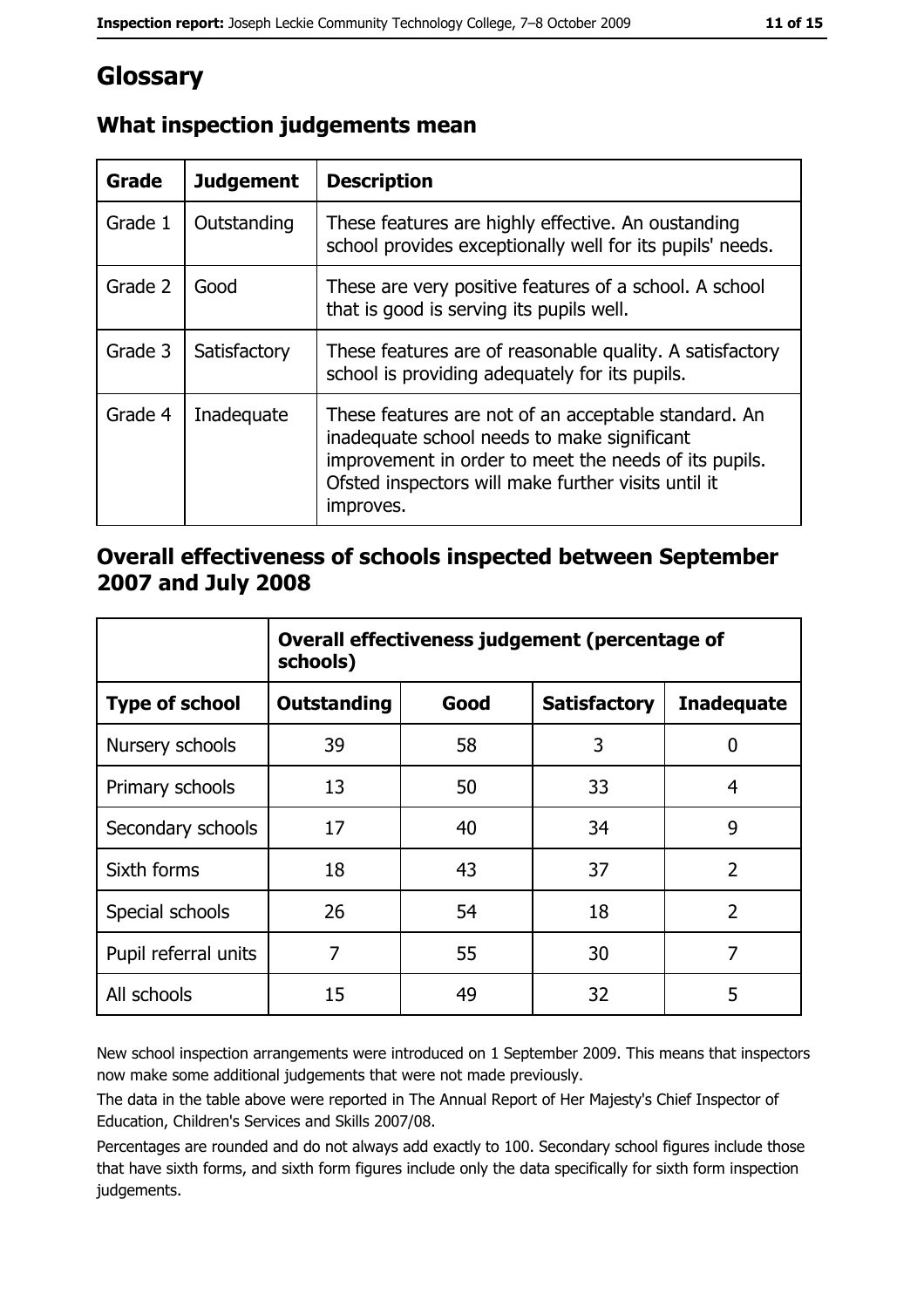# Glossary

## What inspection judgements mean

| Grade | Judgement | Description |
|---|---|---|
| Grade 1 | Outstanding | These features are highly effective. An oustanding school provides exceptionally well for its pupils' needs. |
| Grade 2 | Good | These are very positive features of a school. A school that is good is serving its pupils well. |
| Grade 3 | Satisfactory | These features are of reasonable quality. A satisfactory school is providing adequately for its pupils. |
| Grade 4 | Inadequate | These features are not of an acceptable standard. An inadequate school needs to make significant improvement in order to meet the needs of its pupils. Ofsted inspectors will make further visits until it improves. |

## Overall effectiveness of schools inspected between September 2007 and July 2008

| | **Overall effectiveness judgement (percentage of schools)** | | | |
|---|---|---|---|---|
| **Type of school** | **Outstanding** | **Good** | **Satisfactory** | **Inadequate** |
| Nursery schools | 39 | 58 | 3 | 0 |
| Primary schools | 13 | 50 | 33 | 4 |
| Secondary schools | 17 | 40 | 34 | 9 |
| Sixth forms | 18 | 43 | 37 | 2 |
| Special schools | 26 | 54 | 18 | 2 |
| Pupil referral units | 7 | 55 | 30 | 7 |
| All schools | 15 | 49 | 32 | 5 |

New school inspection arrangements were introduced on 1 September 2009. This means that inspectors now make some additional judgements that were not made previously.

The data in the table above were reported in The Annual Report of Her Majesty's Chief Inspector of Education, Children's Services and Skills 2007/08.

Percentages are rounded and do not always add exactly to 100. Secondary school figures include those that have sixth forms, and sixth form figures include only the data specifically for sixth form inspection judgements.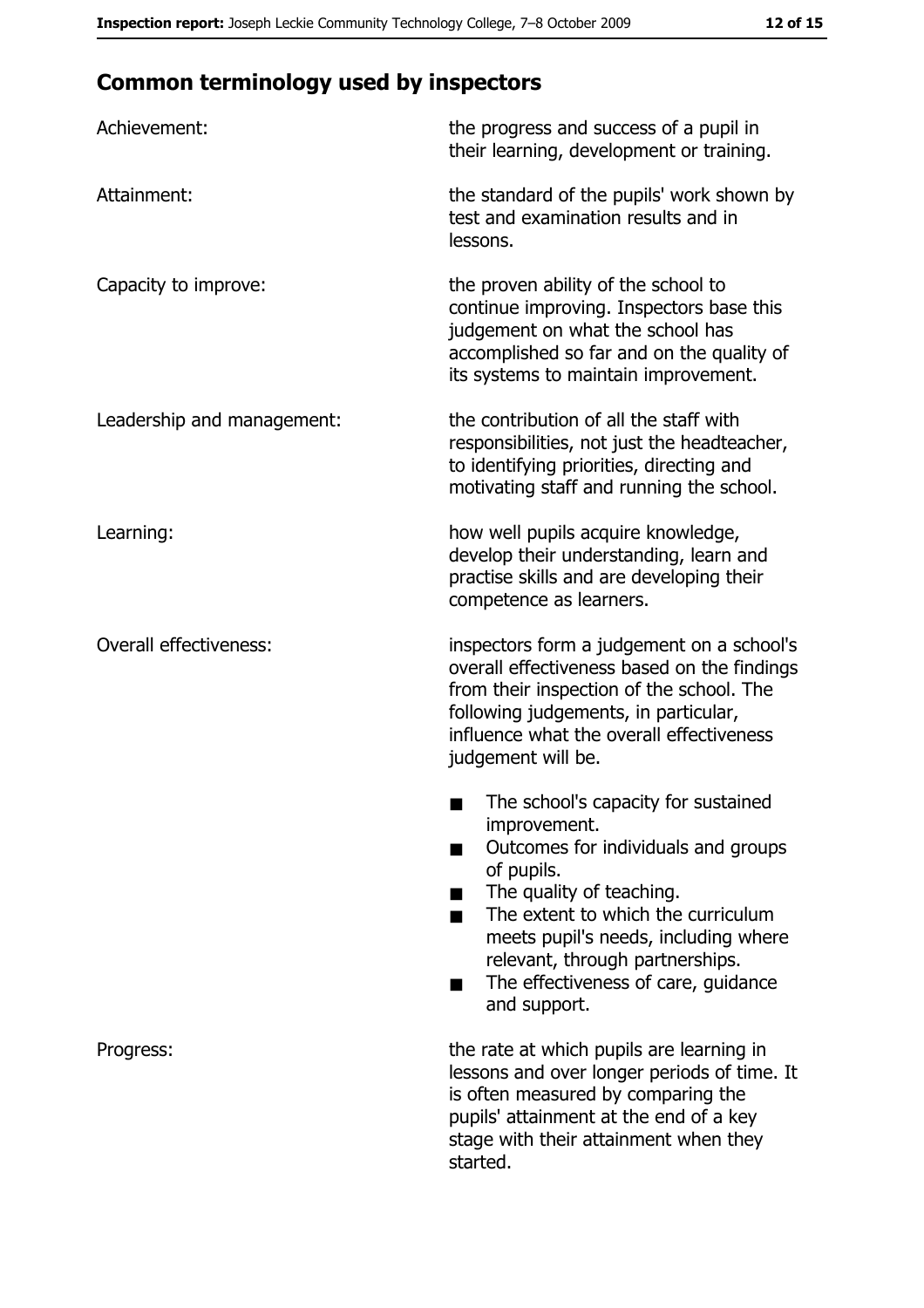## Common terminology used by inspectors

| | |
|---|---|
| Achievement: | the progress and success of a pupil in their learning, development or training. |
| Attainment: | the standard of the pupils' work shown by test and examination results and in lessons. |
| Capacity to improve: | the proven ability of the school to continue improving. Inspectors base this judgement on what the school has accomplished so far and on the quality of its systems to maintain improvement. |
| Leadership and management: | the contribution of all the staff with responsibilities, not just the headteacher, to identifying priorities, directing and motivating staff and running the school. |
| Learning: | how well pupils acquire knowledge, develop their understanding, learn and practise skills and are developing their competence as learners. |
| Overall effectiveness: | inspectors form a judgement on a school's overall effectiveness based on the findings from their inspection of the school. The following judgements, in particular, influence what the overall effectiveness judgement will be.<br>■ The school's capacity for sustained improvement.<br>■ Outcomes for individuals and groups of pupils.<br>■ The quality of teaching.<br>■ The extent to which the curriculum meets pupil's needs, including where relevant, through partnerships.<br>■ The effectiveness of care, guidance and support. |
| Progress: | the rate at which pupils are learning in lessons and over longer periods of time. It is often measured by comparing the pupils' attainment at the end of a key stage with their attainment when they started. |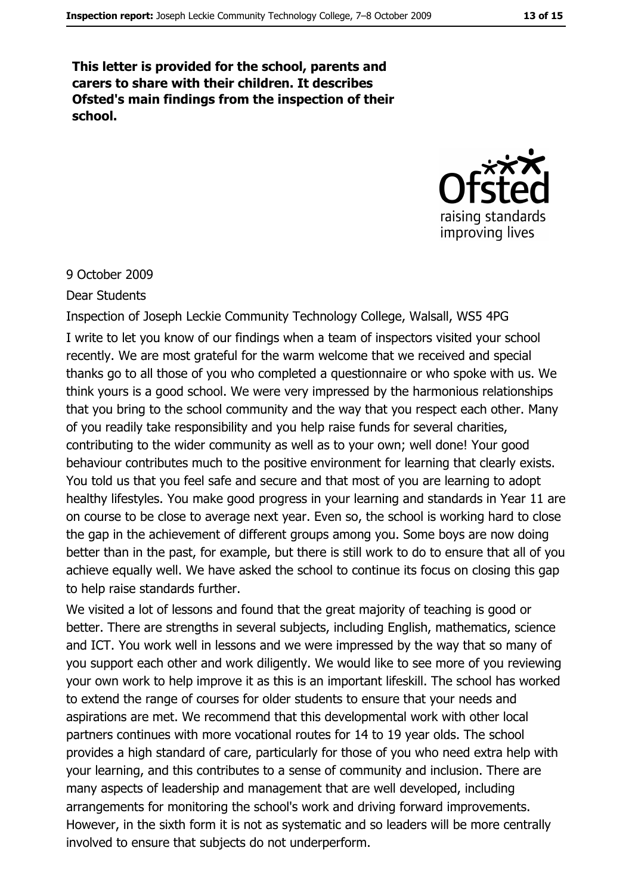**This letter is provided for the school, parents and carers to share with their children. It describes Ofsted's main findings from the inspection of their school.**

9 October 2009

Dear Students

Inspection of Joseph Leckie Community Technology College, Walsall, WS5 4PG

I write to let you know of our findings when a team of inspectors visited your school recently. We are most grateful for the warm welcome that we received and special thanks go to all those of you who completed a questionnaire or who spoke with us. We think yours is a good school. We were very impressed by the harmonious relationships that you bring to the school community and the way that you respect each other. Many of you readily take responsibility and you help raise funds for several charities, contributing to the wider community as well as to your own; well done! Your good behaviour contributes much to the positive environment for learning that clearly exists. You told us that you feel safe and secure and that most of you are learning to adopt healthy lifestyles. You make good progress in your learning and standards in Year 11 are on course to be close to average next year. Even so, the school is working hard to close the gap in the achievement of different groups among you. Some boys are now doing better than in the past, for example, but there is still work to do to ensure that all of you achieve equally well. We have asked the school to continue its focus on closing this gap to help raise standards further.

We visited a lot of lessons and found that the great majority of teaching is good or better. There are strengths in several subjects, including English, mathematics, science and ICT. You work well in lessons and we were impressed by the way that so many of you support each other and work diligently. We would like to see more of you reviewing your own work to help improve it as this is an important lifeskill. The school has worked to extend the range of courses for older students to ensure that your needs and aspirations are met. We recommend that this developmental work with other local partners continues with more vocational routes for 14 to 19 year olds. The school provides a high standard of care, particularly for those of you who need extra help with your learning, and this contributes to a sense of community and inclusion. There are many aspects of leadership and management that are well developed, including arrangements for monitoring the school's work and driving forward improvements. However, in the sixth form it is not as systematic and so leaders will be more centrally involved to ensure that subjects do not underperform.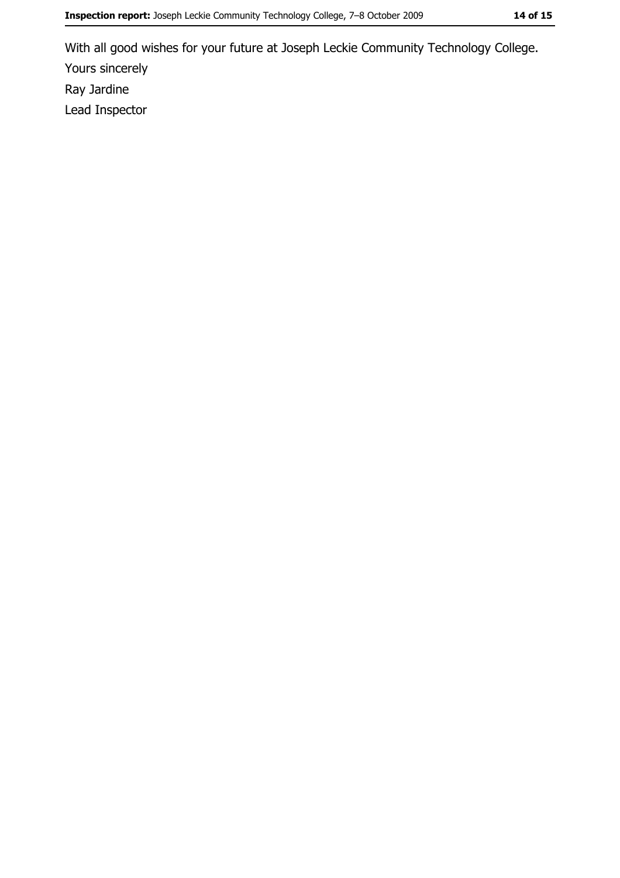With all good wishes for your future at Joseph Leckie Community Technology College.

Yours sincerely

Ray Jardine

Lead Inspector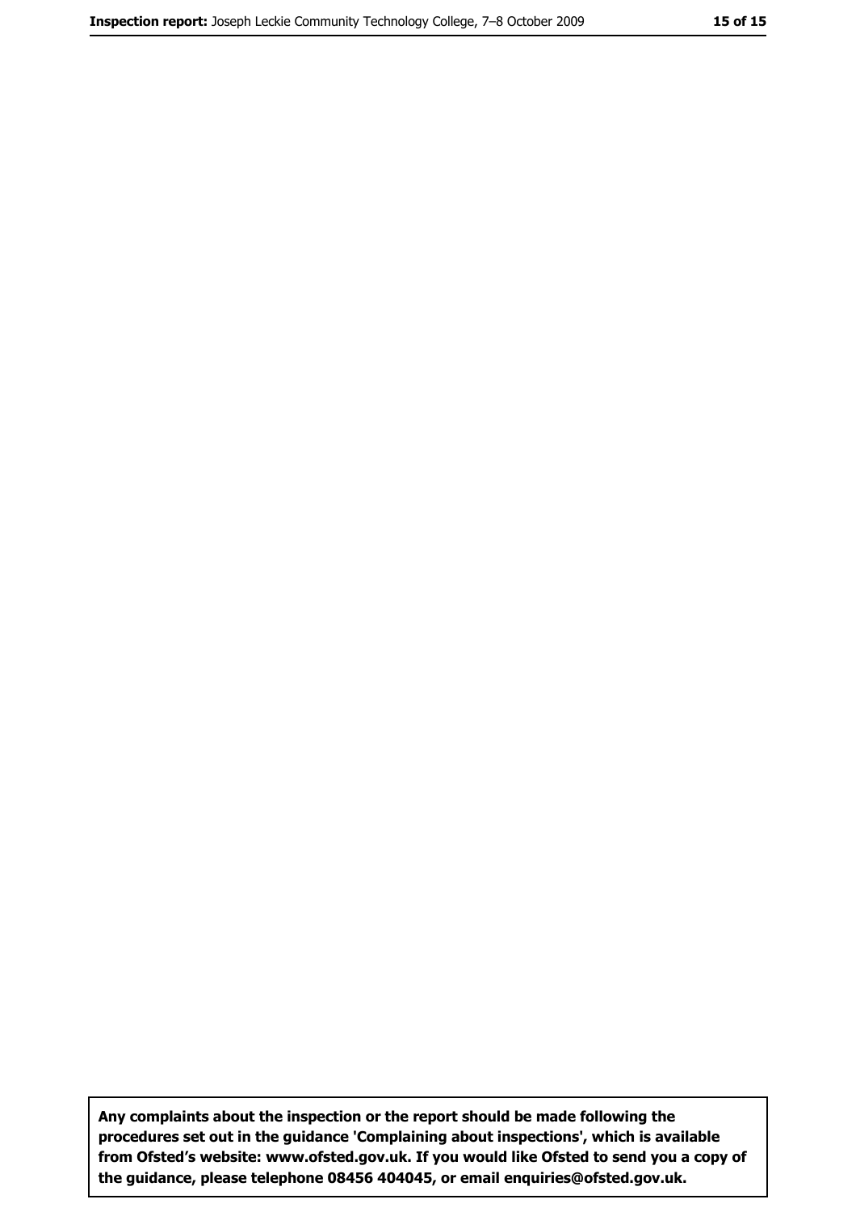**Any complaints about the inspection or the report should be made following the procedures set out in the guidance 'Complaining about inspections', which is available from Ofsted's website: www.ofsted.gov.uk. If you would like Ofsted to send you a copy of the guidance, please telephone 08456 404045, or email enquiries@ofsted.gov.uk.**